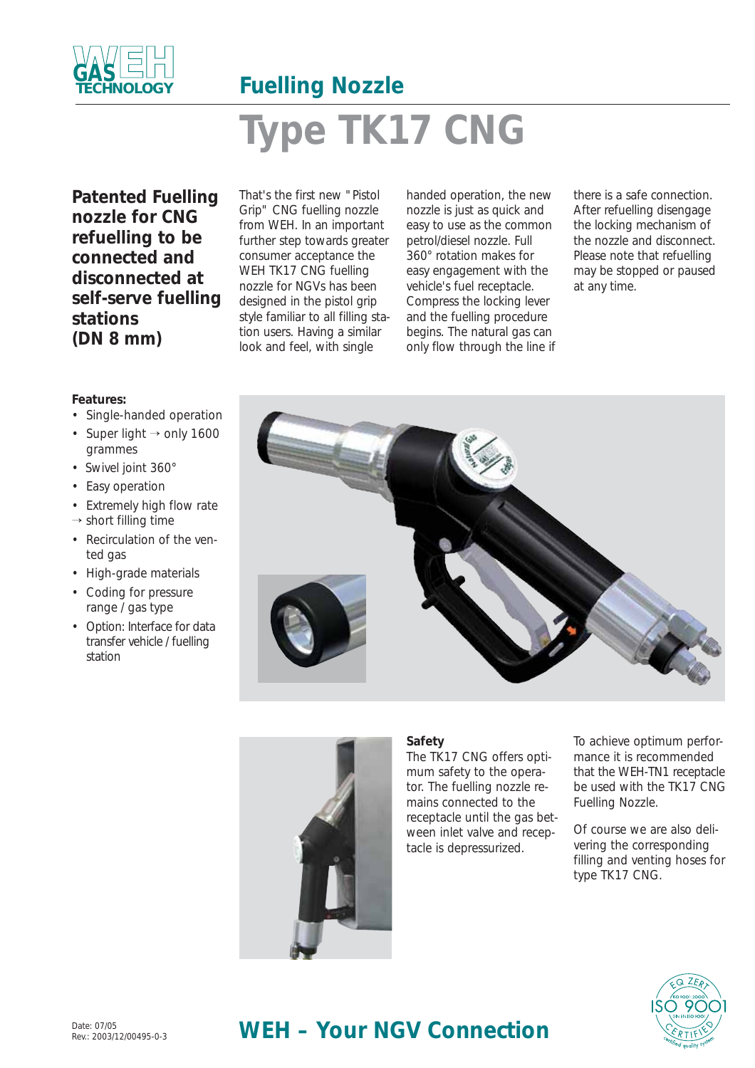WEH GAS TECHNOLOGY

## Fuelling Nozzle

# Type TK17 CNG

**Patented Fuelling nozzle for CNG refuelling to be connected and disconnected at self-serve fuelling stations (DN 8 mm)**

That's the first new "Pistol Grip" CNG fuelling nozzle from WEH. In an important further step towards greater consumer acceptance the WEH TK17 CNG fuelling nozzle for NGVs has been designed in the pistol grip style familiar to all filling station users. Having a similar look and feel, with single handed operation, the new nozzle is just as quick and easy to use as the common petrol/diesel nozzle. Full 360° rotation makes for easy engagement with the vehicle's fuel receptacle. Compress the locking lever and the fuelling procedure begins. The natural gas can only flow through the line if there is a safe connection. After refuelling disengage the locking mechanism of the nozzle and disconnect. Please note that refuelling may be stopped or paused at any time.

**Features:**

- Single-handed operation
- Super light → only 1600 grammes
- Swivel joint 360°
- Easy operation
- Extremely high flow rate → short filling time
- Recirculation of the vented gas
- High-grade materials
- Coding for pressure range / gas type
- Option: Interface for data transfer vehicle / fuelling station

**Safety**
The TK17 CNG offers optimum safety to the operator. The fuelling nozzle remains connected to the receptacle until the gas between inlet valve and receptacle is depressurized.

To achieve optimum performance it is recommended that the WEH-TN1 receptacle be used with the TK17 CNG Fuelling Nozzle.

Of course we are also delivering the corresponding filling and venting hoses for type TK17 CNG.

Date: 07/05
Rev.: 2003/12/00495-0-3

## WEH – Your NGV Connection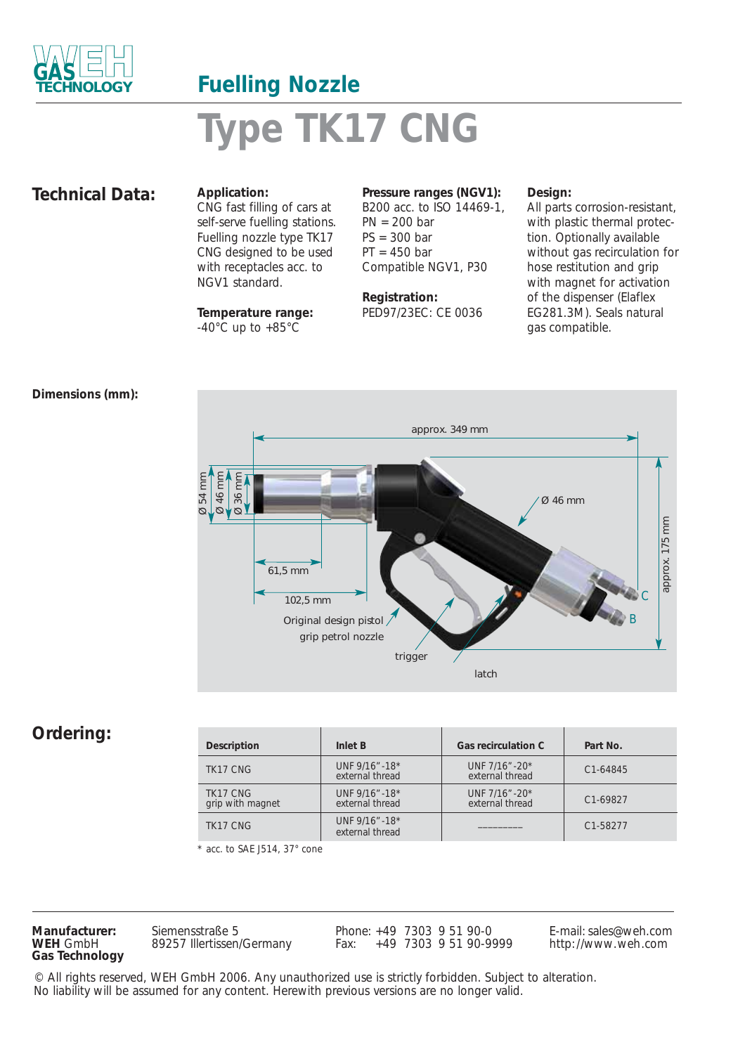## Fuelling Nozzle

# Type TK17 CNG

## Technical Data:

**Application:**
CNG fast filling of cars at self-serve fuelling stations. Fuelling nozzle type TK17 CNG designed to be used with receptacles acc. to NGV1 standard.

**Temperature range:**
-40°C up to +85°C

**Pressure ranges (NGV1):**
B200 acc. to ISO 14469-1,
PN = 200 bar
PS = 300 bar
PT = 450 bar
Compatible NGV1, P30

**Registration:**
PED97/23EC: CE 0036

**Design:**
All parts corrosion-resistant, with plastic thermal protection. Optionally available without gas recirculation for hose restitution and grip with magnet for activation of the dispenser (Elaflex EG281.3M). Seals natural gas compatible.

**Dimensions (mm):**

approx. 349 mm
Ø 54 mm
Ø 46 mm
Ø 36 mm
Ø 46 mm
61,5 mm
102,5 mm
approx. 175 mm
Original design pistol grip petrol nozzle
trigger
latch
C
B

## Ordering:

| Description | Inlet B | Gas recirculation C | Part No. |
|---|---|---|---|
| TK17 CNG | UNF 9/16"-18* external thread | UNF 7/16"-20* external thread | C1-64845 |
| TK17 CNG grip with magnet | UNF 9/16"-18* external thread | UNF 7/16"-20* external thread | C1-69827 |
| TK17 CNG | UNF 9/16"-18* external thread | ———————— | C1-58277 |

* acc. to SAE J514, 37° cone

**Manufacturer:**
**WEH** GmbH
**Gas Technology**

Siemensstraße 5
89257 Illertissen/Germany

Phone: +49 7303 9 51 90-0
Fax: +49 7303 9 51 90-9999

E-mail: sales@weh.com
http://www.weh.com

© All rights reserved, WEH GmbH 2006. Any unauthorized use is strictly forbidden. Subject to alteration.
No liability will be assumed for any content. Herewith previous versions are no longer valid.